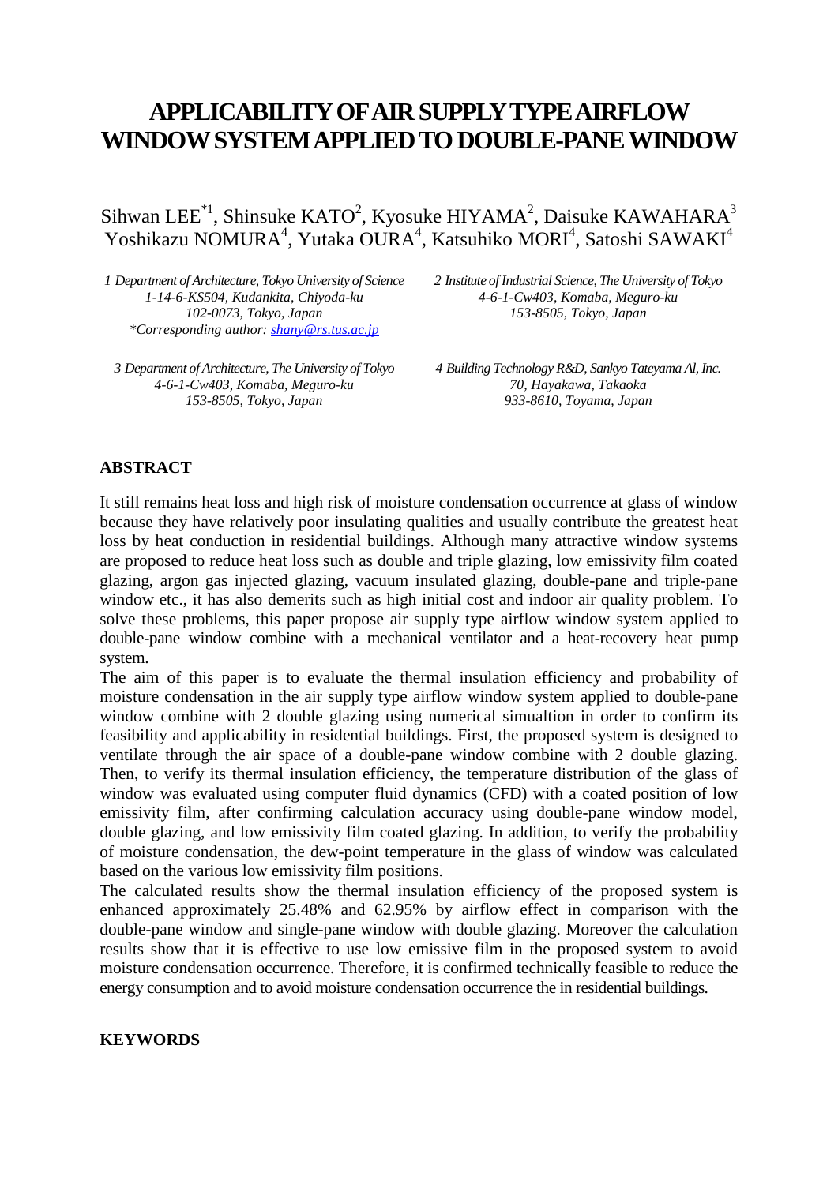# APPLICABILITY OF AIR SUPPLY TYPE AIRFLOW WINDOW SYSTEM APPLIED TO DOUBLE-PANE WINDOW

Sihwan LEE[*1], Shinsuke KATO[2], Kyosuke HIYAMA[2], Daisuke KAWAHARA[3]
Yoshikazu NOMURA[4], Yutaka OURA[4], Katsuhiko MORI[4], Satoshi SAWAKI[4]

*1 Department of Architecture, Tokyo University of Science*
*1-14-6-KS504, Kudankita, Chiyoda-ku*
*102-0073, Tokyo, Japan*
*\*Corresponding author: shany@rs.tus.ac.jp*

*2 Institute of Industrial Science, The University of Tokyo*
*4-6-1-Cw403, Komaba, Meguro-ku*
*153-8505, Tokyo, Japan*

*3 Department of Architecture, The University of Tokyo*
*4-6-1-Cw403, Komaba, Meguro-ku*
*153-8505, Tokyo, Japan*

*4 Building Technology R&D, Sankyo Tateyama Al, Inc.*
*70, Hayakawa, Takaoka*
*933-8610, Toyama, Japan*

## ABSTRACT

It still remains heat loss and high risk of moisture condensation occurrence at glass of window because they have relatively poor insulating qualities and usually contribute the greatest heat loss by heat conduction in residential buildings. Although many attractive window systems are proposed to reduce heat loss such as double and triple glazing, low emissivity film coated glazing, argon gas injected glazing, vacuum insulated glazing, double-pane and triple-pane window etc., it has also demerits such as high initial cost and indoor air quality problem. To solve these problems, this paper propose air supply type airflow window system applied to double-pane window combine with a mechanical ventilator and a heat-recovery heat pump system.

The aim of this paper is to evaluate the thermal insulation efficiency and probability of moisture condensation in the air supply type airflow window system applied to double-pane window combine with 2 double glazing using numerical simualtion in order to confirm its feasibility and applicability in residential buildings. First, the proposed system is designed to ventilate through the air space of a double-pane window combine with 2 double glazing. Then, to verify its thermal insulation efficiency, the temperature distribution of the glass of window was evaluated using computer fluid dynamics (CFD) with a coated position of low emissivity film, after confirming calculation accuracy using double-pane window model, double glazing, and low emissivity film coated glazing. In addition, to verify the probability of moisture condensation, the dew-point temperature in the glass of window was calculated based on the various low emissivity film positions.

The calculated results show the thermal insulation efficiency of the proposed system is enhanced approximately 25.48% and 62.95% by airflow effect in comparison with the double-pane window and single-pane window with double glazing. Moreover the calculation results show that it is effective to use low emissive film in the proposed system to avoid moisture condensation occurrence. Therefore, it is confirmed technically feasible to reduce the energy consumption and to avoid moisture condensation occurrence the in residential buildings.

## KEYWORDS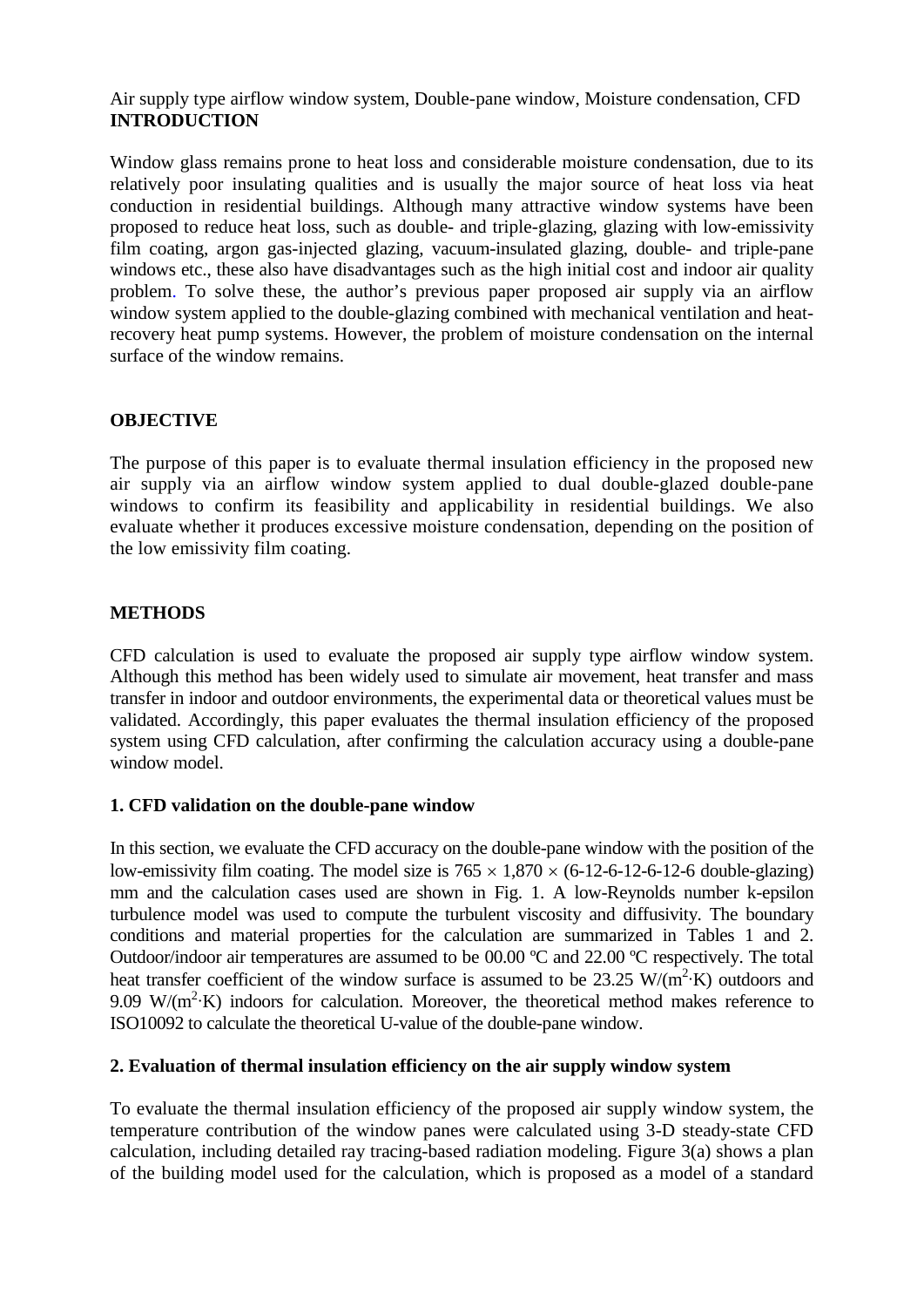Air supply type airflow window system, Double-pane window, Moisture condensation, CFD

## INTRODUCTION

Window glass remains prone to heat loss and considerable moisture condensation, due to its relatively poor insulating qualities and is usually the major source of heat loss via heat conduction in residential buildings. Although many attractive window systems have been proposed to reduce heat loss, such as double- and triple-glazing, glazing with low-emissivity film coating, argon gas-injected glazing, vacuum-insulated glazing, double- and triple-pane windows etc., these also have disadvantages such as the high initial cost and indoor air quality problem. To solve these, the author's previous paper proposed air supply via an airflow window system applied to the double-glazing combined with mechanical ventilation and heat-recovery heat pump systems. However, the problem of moisture condensation on the internal surface of the window remains.

## OBJECTIVE

The purpose of this paper is to evaluate thermal insulation efficiency in the proposed new air supply via an airflow window system applied to dual double-glazed double-pane windows to confirm its feasibility and applicability in residential buildings. We also evaluate whether it produces excessive moisture condensation, depending on the position of the low emissivity film coating.

## METHODS

CFD calculation is used to evaluate the proposed air supply type airflow window system. Although this method has been widely used to simulate air movement, heat transfer and mass transfer in indoor and outdoor environments, the experimental data or theoretical values must be validated. Accordingly, this paper evaluates the thermal insulation efficiency of the proposed system using CFD calculation, after confirming the calculation accuracy using a double-pane window model.

### 1. CFD validation on the double-pane window

In this section, we evaluate the CFD accuracy on the double-pane window with the position of the low-emissivity film coating. The model size is $765 \times 1{,}870 \times$ (6-12-6-12-6-12-6 double-glazing) mm and the calculation cases used are shown in Fig. 1. A low-Reynolds number k-epsilon turbulence model was used to compute the turbulent viscosity and diffusivity. The boundary conditions and material properties for the calculation are summarized in Tables 1 and 2. Outdoor/indoor air temperatures are assumed to be 00.00 ºC and 22.00 ºC respectively. The total heat transfer coefficient of the window surface is assumed to be 23.25 $W/(m^2{\cdot}K)$ outdoors and 9.09 $W/(m^2{\cdot}K)$ indoors for calculation. Moreover, the theoretical method makes reference to ISO10092 to calculate the theoretical U-value of the double-pane window.

### 2. Evaluation of thermal insulation efficiency on the air supply window system

To evaluate the thermal insulation efficiency of the proposed air supply window system, the temperature contribution of the window panes were calculated using 3-D steady-state CFD calculation, including detailed ray tracing-based radiation modeling. Figure 3(a) shows a plan of the building model used for the calculation, which is proposed as a model of a standard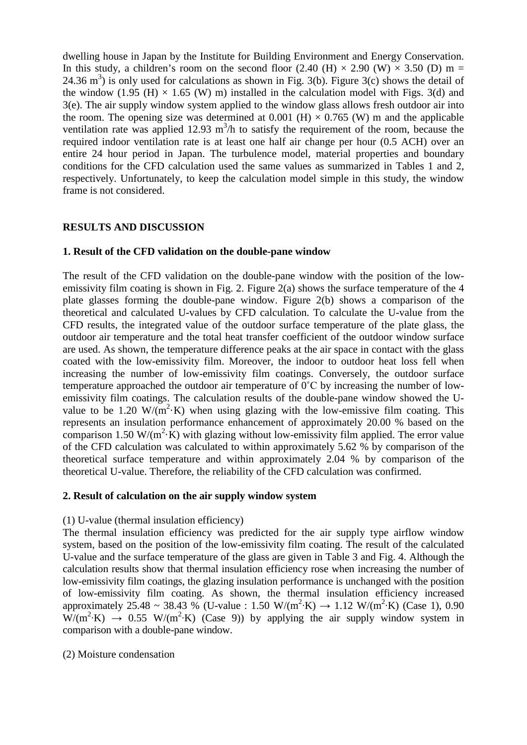dwelling house in Japan by the Institute for Building Environment and Energy Conservation. In this study, a children's room on the second floor (2.40 (H) × 2.90 (W) × 3.50 (D) m = 24.36 $m^3$) is only used for calculations as shown in Fig. 3(b). Figure 3(c) shows the detail of the window (1.95 (H) × 1.65 (W) m) installed in the calculation model with Figs. 3(d) and 3(e). The air supply window system applied to the window glass allows fresh outdoor air into the room. The opening size was determined at 0.001 (H) × 0.765 (W) m and the applicable ventilation rate was applied 12.93 $m^3/h$ to satisfy the requirement of the room, because the required indoor ventilation rate is at least one half air change per hour (0.5 ACH) over an entire 24 hour period in Japan. The turbulence model, material properties and boundary conditions for the CFD calculation used the same values as summarized in Tables 1 and 2, respectively. Unfortunately, to keep the calculation model simple in this study, the window frame is not considered.

## RESULTS AND DISCUSSION

### 1. Result of the CFD validation on the double-pane window

The result of the CFD validation on the double-pane window with the position of the low-emissivity film coating is shown in Fig. 2. Figure 2(a) shows the surface temperature of the 4 plate glasses forming the double-pane window. Figure 2(b) shows a comparison of the theoretical and calculated U-values by CFD calculation. To calculate the U-value from the CFD results, the integrated value of the outdoor surface temperature of the plate glass, the outdoor air temperature and the total heat transfer coefficient of the outdoor window surface are used. As shown, the temperature difference peaks at the air space in contact with the glass coated with the low-emissivity film. Moreover, the indoor to outdoor heat loss fell when increasing the number of low-emissivity film coatings. Conversely, the outdoor surface temperature approached the outdoor air temperature of 0˚C by increasing the number of low-emissivity film coatings. The calculation results of the double-pane window showed the U-value to be 1.20 $W/(m^2 \cdot K)$ when using glazing with the low-emissive film coating. This represents an insulation performance enhancement of approximately 20.00 % based on the comparison 1.50 $W/(m^2 \cdot K)$ with glazing without low-emissivity film applied. The error value of the CFD calculation was calculated to within approximately 5.62 % by comparison of the theoretical surface temperature and within approximately 2.04 % by comparison of the theoretical U-value. Therefore, the reliability of the CFD calculation was confirmed.

### 2. Result of calculation on the air supply window system

(1) U-value (thermal insulation efficiency)

The thermal insulation efficiency was predicted for the air supply type airflow window system, based on the position of the low-emissivity film coating. The result of the calculated U-value and the surface temperature of the glass are given in Table 3 and Fig. 4. Although the calculation results show that thermal insulation efficiency rose when increasing the number of low-emissivity film coatings, the glazing insulation performance is unchanged with the position of low-emissivity film coating. As shown, the thermal insulation efficiency increased approximately 25.48 ~ 38.43 % (U-value : 1.50 $W/(m^2 \cdot K)$ → 1.12 $W/(m^2 \cdot K)$ (Case 1), 0.90 $W/(m^2 \cdot K)$ → 0.55 $W/(m^2 \cdot K)$ (Case 9)) by applying the air supply window system in comparison with a double-pane window.

(2) Moisture condensation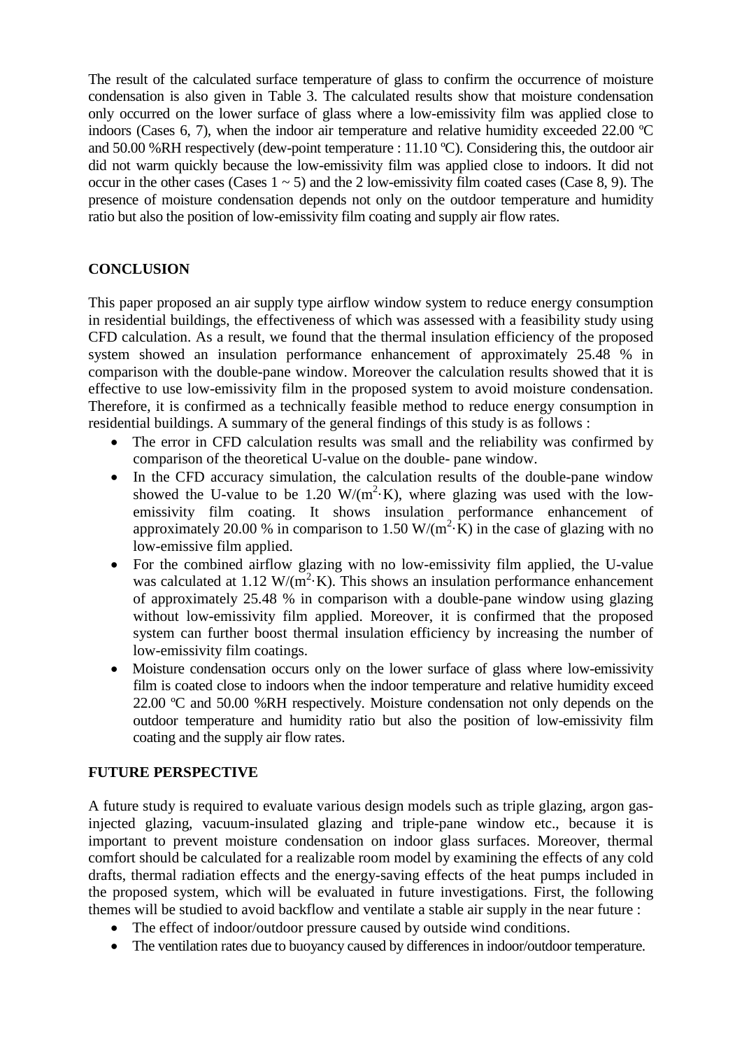The result of the calculated surface temperature of glass to confirm the occurrence of moisture condensation is also given in Table 3. The calculated results show that moisture condensation only occurred on the lower surface of glass where a low-emissivity film was applied close to indoors (Cases 6, 7), when the indoor air temperature and relative humidity exceeded 22.00 ºC and 50.00 %RH respectively (dew-point temperature : 11.10 ºC). Considering this, the outdoor air did not warm quickly because the low-emissivity film was applied close to indoors. It did not occur in the other cases (Cases 1 ~ 5) and the 2 low-emissivity film coated cases (Case 8, 9). The presence of moisture condensation depends not only on the outdoor temperature and humidity ratio but also the position of low-emissivity film coating and supply air flow rates.

## CONCLUSION

This paper proposed an air supply type airflow window system to reduce energy consumption in residential buildings, the effectiveness of which was assessed with a feasibility study using CFD calculation. As a result, we found that the thermal insulation efficiency of the proposed system showed an insulation performance enhancement of approximately 25.48 % in comparison with the double-pane window. Moreover the calculation results showed that it is effective to use low-emissivity film in the proposed system to avoid moisture condensation. Therefore, it is confirmed as a technically feasible method to reduce energy consumption in residential buildings. A summary of the general findings of this study is as follows :

- The error in CFD calculation results was small and the reliability was confirmed by comparison of the theoretical U-value on the double- pane window.
- In the CFD accuracy simulation, the calculation results of the double-pane window showed the U-value to be 1.20 W/($m^2$·K), where glazing was used with the low-emissivity film coating. It shows insulation performance enhancement of approximately 20.00 % in comparison to 1.50 W/($m^2$·K) in the case of glazing with no low-emissive film applied.
- For the combined airflow glazing with no low-emissivity film applied, the U-value was calculated at 1.12 W/($m^2$·K). This shows an insulation performance enhancement of approximately 25.48 % in comparison with a double-pane window using glazing without low-emissivity film applied. Moreover, it is confirmed that the proposed system can further boost thermal insulation efficiency by increasing the number of low-emissivity film coatings.
- Moisture condensation occurs only on the lower surface of glass where low-emissivity film is coated close to indoors when the indoor temperature and relative humidity exceed 22.00 ºC and 50.00 %RH respectively. Moisture condensation not only depends on the outdoor temperature and humidity ratio but also the position of low-emissivity film coating and the supply air flow rates.

## FUTURE PERSPECTIVE

A future study is required to evaluate various design models such as triple glazing, argon gas-injected glazing, vacuum-insulated glazing and triple-pane window etc., because it is important to prevent moisture condensation on indoor glass surfaces. Moreover, thermal comfort should be calculated for a realizable room model by examining the effects of any cold drafts, thermal radiation effects and the energy-saving effects of the heat pumps included in the proposed system, which will be evaluated in future investigations. First, the following themes will be studied to avoid backflow and ventilate a stable air supply in the near future :

- The effect of indoor/outdoor pressure caused by outside wind conditions.
- The ventilation rates due to buoyancy caused by differences in indoor/outdoor temperature.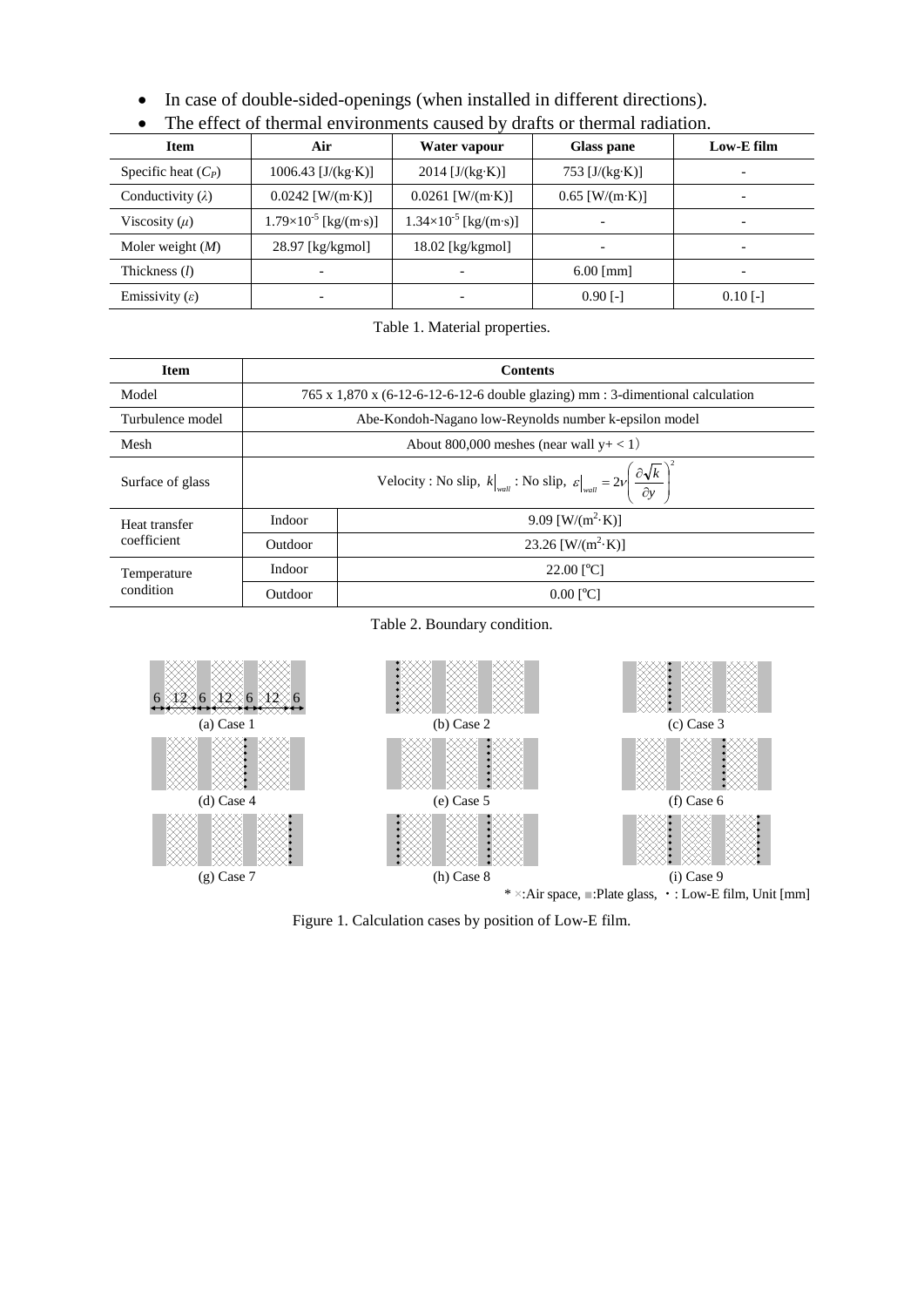- In case of double-sided-openings (when installed in different directions).
- The effect of thermal environments caused by drafts or thermal radiation.

| Item | Air | Water vapour | Glass pane | Low-E film |
|---|---|---|---|---|
| Specific heat ($C_P$) | 1006.43 [J/(kg·K)] | 2014 [J/(kg·K)] | 753 [J/(kg·K)] | - |
| Conductivity ($\lambda$) | 0.0242 [W/(m·K)] | 0.0261 [W/(m·K)] | 0.65 [W/(m·K)] | - |
| Viscosity ($\mu$) | $1.79\times10^{-5}$ [kg/(m·s)] | $1.34\times10^{-5}$ [kg/(m·s)] | - | - |
| Moler weight ($M$) | 28.97 [kg/kgmol] | 18.02 [kg/kgmol] | - | - |
| Thickness ($l$) | - | - | 6.00 [mm] | - |
| Emissivity ($\varepsilon$) | - | - | 0.90 [-] | 0.10 [-] |

Table 1. Material properties.

| Item | Contents | |
|---|---|---|
| Model | 765 x 1,870 x (6-12-6-12-6-12-6 double glazing) mm : 3-dimentional calculation | |
| Turbulence model | Abe-Kondoh-Nagano low-Reynolds number k-epsilon model | |
| Mesh | About 800,000 meshes (near wall y+ < 1) | |
| Surface of glass | Velocity : No slip, $k\big\|_{wall}$ : No slip, $\varepsilon\big\|_{wall} = 2\nu\left(\frac{\partial\sqrt{k}}{\partial y}\right)^2$ | |
| Heat transfer coefficient | Indoor | 9.09 [W/(m$^2$·K)] |
| | Outdoor | 23.26 [W/(m$^2$·K)] |
| Temperature condition | Indoor | 22.00 [°C] |
| | Outdoor | 0.00 [°C] |

Table 2. Boundary condition.

6 12 6 12 6 12 6

(a) Case 1 (b) Case 2 (c) Case 3

(d) Case 4 (e) Case 5 (f) Case 6

(g) Case 7 (h) Case 8 (i) Case 9

* ×:Air space, ■:Plate glass, ・: Low-E film, Unit [mm]

Figure 1. Calculation cases by position of Low-E film.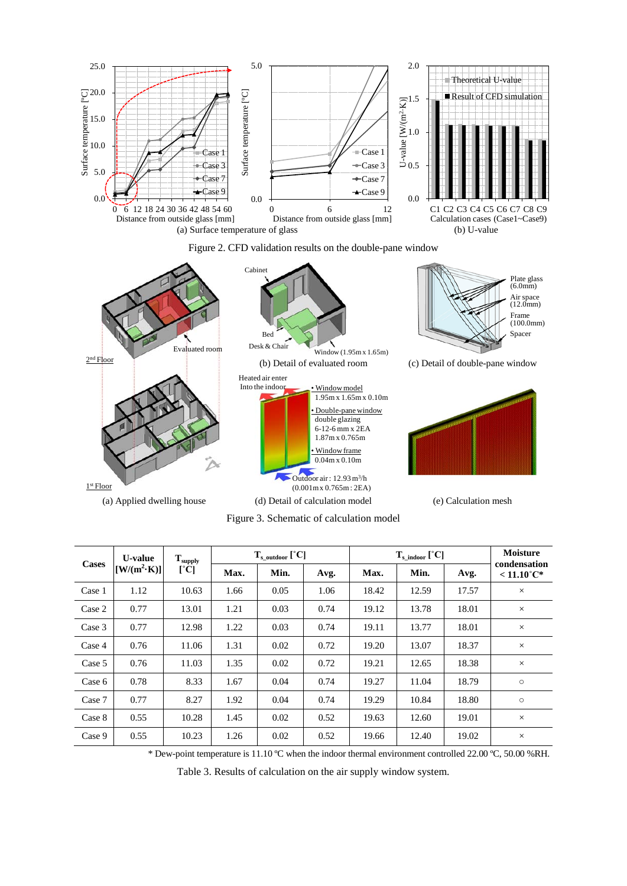(a) Surface temperature of glass

(b) U-value

Figure 2. CFD validation results on the double-pane window

(a) Applied dwelling house

(b) Detail of evaluated room

(c) Detail of double-pane window

(d) Detail of calculation model

(e) Calculation mesh

Figure 3. Schematic of calculation model

| Cases | U-value [W/(m²·K)] | $T_{supply}$ [˚C] | $T_{s\_outdoor}$ [˚C] | | | $T_{s\_indoor}$ [˚C] | | | Moisture condensation < 11.10˚C* |
|---|---|---|---|---|---|---|---|---|---|
| | | | Max. | Min. | Avg. | Max. | Min. | Avg. | |
| Case 1 | 1.12 | 10.63 | 1.66 | 0.05 | 1.06 | 18.42 | 12.59 | 17.57 | × |
| Case 2 | 0.77 | 13.01 | 1.21 | 0.03 | 0.74 | 19.12 | 13.78 | 18.01 | × |
| Case 3 | 0.77 | 12.98 | 1.22 | 0.03 | 0.74 | 19.11 | 13.77 | 18.01 | × |
| Case 4 | 0.76 | 11.06 | 1.31 | 0.02 | 0.72 | 19.20 | 13.07 | 18.37 | × |
| Case 5 | 0.76 | 11.03 | 1.35 | 0.02 | 0.72 | 19.21 | 12.65 | 18.38 | × |
| Case 6 | 0.78 | 8.33 | 1.67 | 0.04 | 0.74 | 19.27 | 11.04 | 18.79 | ○ |
| Case 7 | 0.77 | 8.27 | 1.92 | 0.04 | 0.74 | 19.29 | 10.84 | 18.80 | ○ |
| Case 8 | 0.55 | 10.28 | 1.45 | 0.02 | 0.52 | 19.63 | 12.60 | 19.01 | × |
| Case 9 | 0.55 | 10.23 | 1.26 | 0.02 | 0.52 | 19.66 | 12.40 | 19.02 | × |

* Dew-point temperature is 11.10 ºC when the indoor thermal environment controlled 22.00 ºC, 50.00 %RH.

Table 3. Results of calculation on the air supply window system.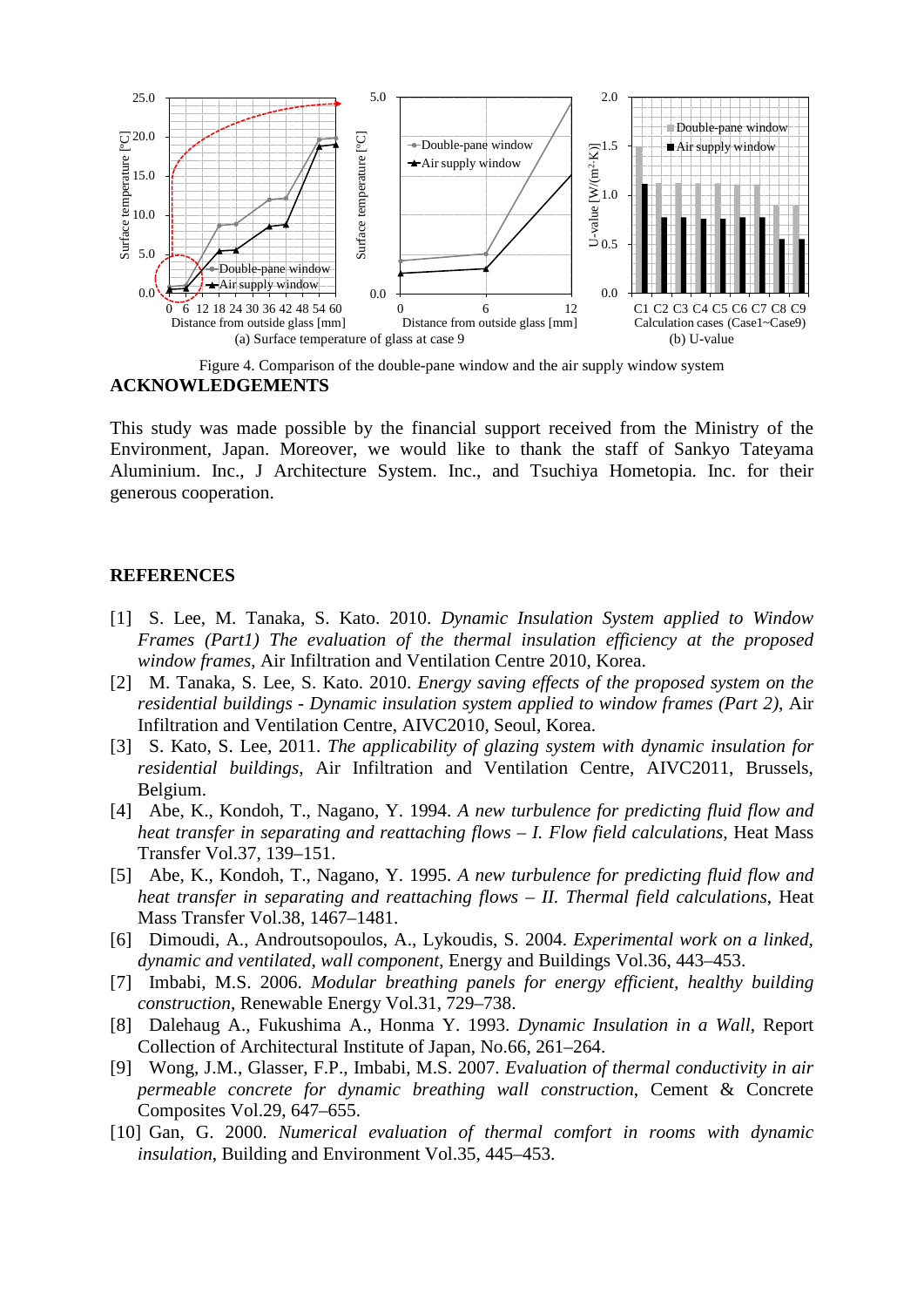Figure 4. Comparison of the double-pane window and the air supply window system

## ACKNOWLEDGEMENTS

This study was made possible by the financial support received from the Ministry of the Environment, Japan. Moreover, we would like to thank the staff of Sankyo Tateyama Aluminium. Inc., J Architecture System. Inc., and Tsuchiya Hometopia. Inc. for their generous cooperation.

## REFERENCES

[1] S. Lee, M. Tanaka, S. Kato. 2010. *Dynamic Insulation System applied to Window Frames (Part1) The evaluation of the thermal insulation efficiency at the proposed window frames*, Air Infiltration and Ventilation Centre 2010, Korea.

[2] M. Tanaka, S. Lee, S. Kato. 2010. *Energy saving effects of the proposed system on the residential buildings - Dynamic insulation system applied to window frames (Part 2)*, Air Infiltration and Ventilation Centre, AIVC2010, Seoul, Korea.

[3] S. Kato, S. Lee, 2011. *The applicability of glazing system with dynamic insulation for residential buildings*, Air Infiltration and Ventilation Centre, AIVC2011, Brussels, Belgium.

[4] Abe, K., Kondoh, T., Nagano, Y. 1994. *A new turbulence for predicting fluid flow and heat transfer in separating and reattaching flows – I. Flow field calculations*, Heat Mass Transfer Vol.37, 139–151.

[5] Abe, K., Kondoh, T., Nagano, Y. 1995. *A new turbulence for predicting fluid flow and heat transfer in separating and reattaching flows – II. Thermal field calculations*, Heat Mass Transfer Vol.38, 1467–1481.

[6] Dimoudi, A., Androutsopoulos, A., Lykoudis, S. 2004. *Experimental work on a linked, dynamic and ventilated, wall component*, Energy and Buildings Vol.36, 443–453.

[7] Imbabi, M.S. 2006. *Modular breathing panels for energy efficient, healthy building construction*, Renewable Energy Vol.31, 729–738.

[8] Dalehaug A., Fukushima A., Honma Y. 1993. *Dynamic Insulation in a Wall*, Report Collection of Architectural Institute of Japan, No.66, 261–264.

[9] Wong, J.M., Glasser, F.P., Imbabi, M.S. 2007. *Evaluation of thermal conductivity in air permeable concrete for dynamic breathing wall construction*, Cement & Concrete Composites Vol.29, 647–655.

[10] Gan, G. 2000. *Numerical evaluation of thermal comfort in rooms with dynamic insulation*, Building and Environment Vol.35, 445–453.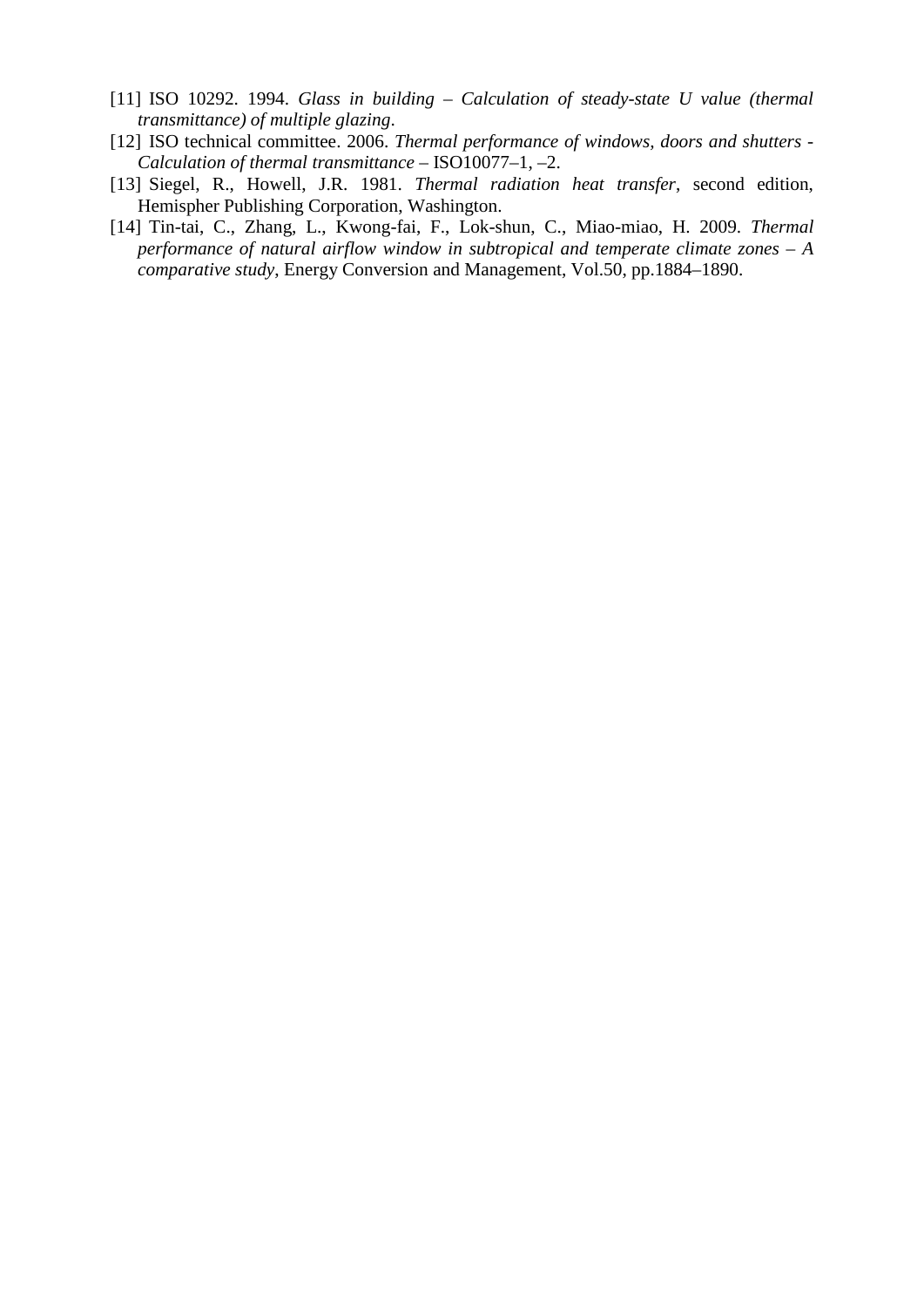[11] ISO 10292. 1994. *Glass in building – Calculation of steady-state U value (thermal transmittance) of multiple glazing*.

[12] ISO technical committee. 2006. *Thermal performance of windows, doors and shutters - Calculation of thermal transmittance* – ISO10077–1, –2.

[13] Siegel, R., Howell, J.R. 1981. *Thermal radiation heat transfer*, second edition, Hemispher Publishing Corporation, Washington.

[14] Tin-tai, C., Zhang, L., Kwong-fai, F., Lok-shun, C., Miao-miao, H. 2009. *Thermal performance of natural airflow window in subtropical and temperate climate zones – A comparative study*, Energy Conversion and Management, Vol.50, pp.1884–1890.